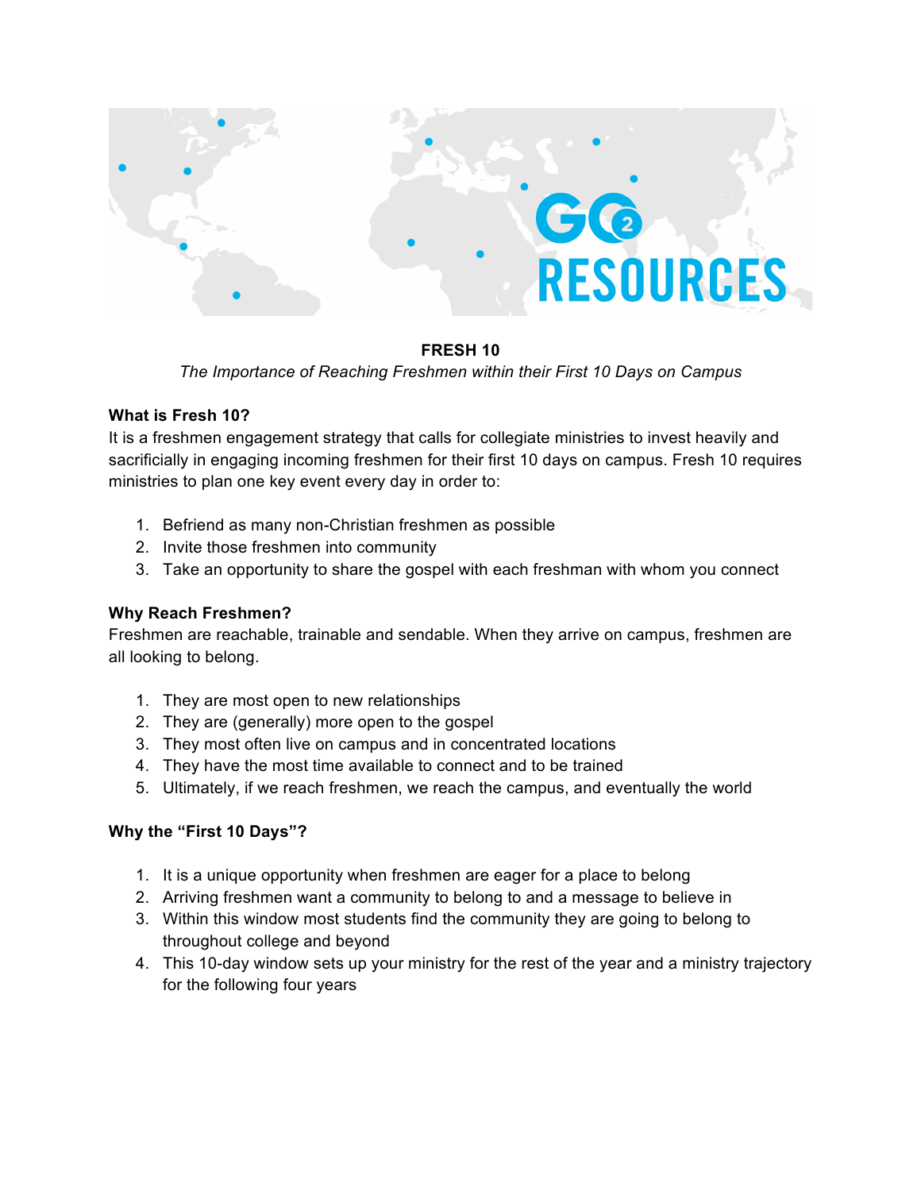# FRESH 10

*The Importance of Reaching Freshmen within their First 10 Days on Campus*

## What is Fresh 10?

It is a freshmen engagement strategy that calls for collegiate ministries to invest heavily and sacrificially in engaging incoming freshmen for their first 10 days on campus. Fresh 10 requires ministries to plan one key event every day in order to:

1. Befriend as many non-Christian freshmen as possible
2. Invite those freshmen into community
3. Take an opportunity to share the gospel with each freshman with whom you connect

## Why Reach Freshmen?

Freshmen are reachable, trainable and sendable. When they arrive on campus, freshmen are all looking to belong.

1. They are most open to new relationships
2. They are (generally) more open to the gospel
3. They most often live on campus and in concentrated locations
4. They have the most time available to connect and to be trained
5. Ultimately, if we reach freshmen, we reach the campus, and eventually the world

## Why the "First 10 Days"?

1. It is a unique opportunity when freshmen are eager for a place to belong
2. Arriving freshmen want a community to belong to and a message to believe in
3. Within this window most students find the community they are going to belong to throughout college and beyond
4. This 10-day window sets up your ministry for the rest of the year and a ministry trajectory for the following four years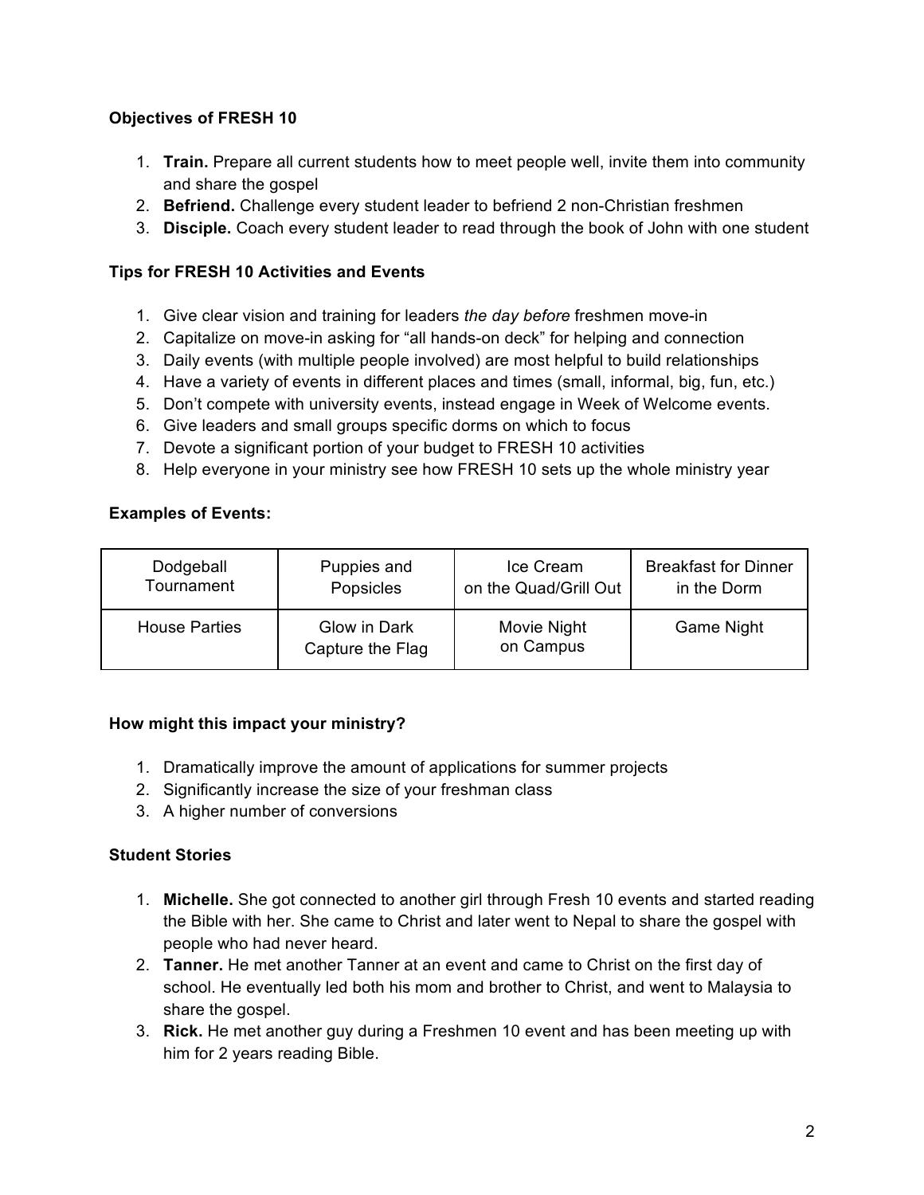**Objectives of FRESH 10**

1. **Train.** Prepare all current students how to meet people well, invite them into community and share the gospel
2. **Befriend.** Challenge every student leader to befriend 2 non-Christian freshmen
3. **Disciple.** Coach every student leader to read through the book of John with one student

**Tips for FRESH 10 Activities and Events**

1. Give clear vision and training for leaders *the day before* freshmen move-in
2. Capitalize on move-in asking for "all hands-on deck" for helping and connection
3. Daily events (with multiple people involved) are most helpful to build relationships
4. Have a variety of events in different places and times (small, informal, big, fun, etc.)
5. Don't compete with university events, instead engage in Week of Welcome events.
6. Give leaders and small groups specific dorms on which to focus
7. Devote a significant portion of your budget to FRESH 10 activities
8. Help everyone in your ministry see how FRESH 10 sets up the whole ministry year

**Examples of Events:**

| Dodgeball Tournament | Puppies and Popsicles | Ice Cream on the Quad/Grill Out | Breakfast for Dinner in the Dorm |
|---|---|---|---|
| House Parties | Glow in Dark Capture the Flag | Movie Night on Campus | Game Night |

**How might this impact your ministry?**

1. Dramatically improve the amount of applications for summer projects
2. Significantly increase the size of your freshman class
3. A higher number of conversions

**Student Stories**

1. **Michelle.** She got connected to another girl through Fresh 10 events and started reading the Bible with her. She came to Christ and later went to Nepal to share the gospel with people who had never heard.
2. **Tanner.** He met another Tanner at an event and came to Christ on the first day of school. He eventually led both his mom and brother to Christ, and went to Malaysia to share the gospel.
3. **Rick.** He met another guy during a Freshmen 10 event and has been meeting up with him for 2 years reading Bible.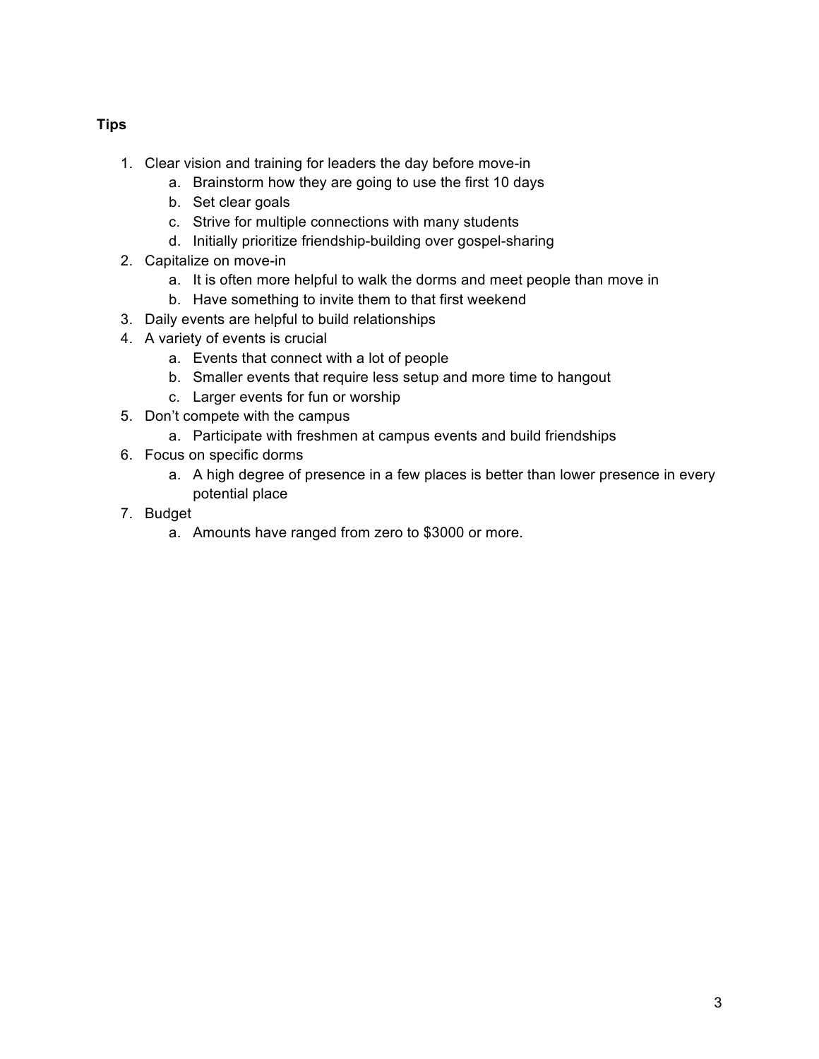**Tips**

1. Clear vision and training for leaders the day before move-in
    a. Brainstorm how they are going to use the first 10 days
    b. Set clear goals
    c. Strive for multiple connections with many students
    d. Initially prioritize friendship-building over gospel-sharing
2. Capitalize on move-in
    a. It is often more helpful to walk the dorms and meet people than move in
    b. Have something to invite them to that first weekend
3. Daily events are helpful to build relationships
4. A variety of events is crucial
    a. Events that connect with a lot of people
    b. Smaller events that require less setup and more time to hangout
    c. Larger events for fun or worship
5. Don't compete with the campus
    a. Participate with freshmen at campus events and build friendships
6. Focus on specific dorms
    a. A high degree of presence in a few places is better than lower presence in every potential place
7. Budget
    a. Amounts have ranged from zero to $3000 or more.